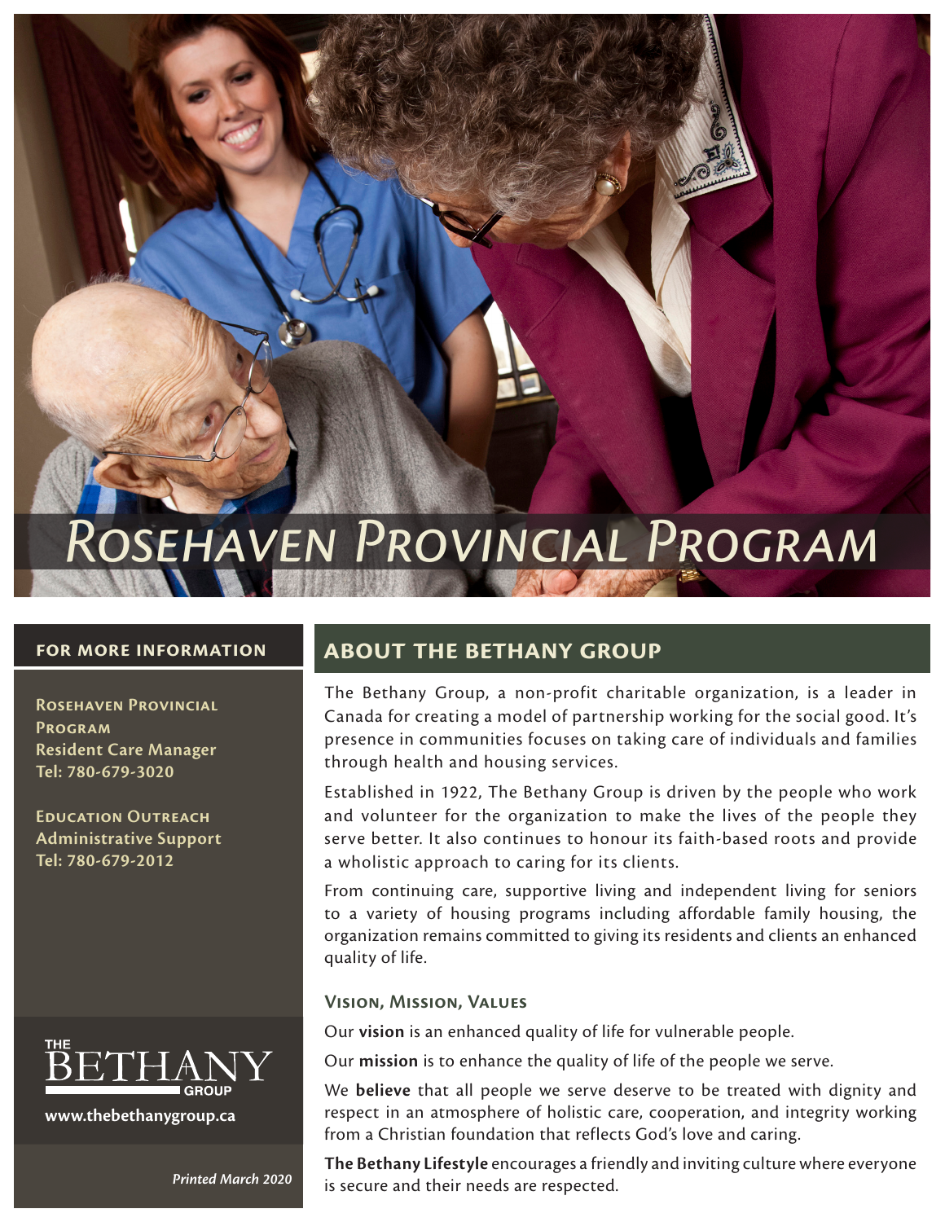# Rosehaven Provincial Program

## For More Information

**Rosehaven Provincial Program**
**Resident Care Manager**
**Tel: 780-679-3020**

**Education Outreach**
**Administrative Support**
**Tel: 780-679-2012**

THE BETHANY GROUP

**www.thebethanygroup.ca**

*Printed March 2020*

## About The Bethany Group

The Bethany Group, a non-profit charitable organization, is a leader in Canada for creating a model of partnership working for the social good. It's presence in communities focuses on taking care of individuals and families through health and housing services.

Established in 1922, The Bethany Group is driven by the people who work and volunteer for the organization to make the lives of the people they serve better. It also continues to honour its faith-based roots and provide a wholistic approach to caring for its clients.

From continuing care, supportive living and independent living for seniors to a variety of housing programs including affordable family housing, the organization remains committed to giving its residents and clients an enhanced quality of life.

### Vision, Mission, Values

Our **vision** is an enhanced quality of life for vulnerable people.

Our **mission** is to enhance the quality of life of the people we serve.

We **believe** that all people we serve deserve to be treated with dignity and respect in an atmosphere of holistic care, cooperation, and integrity working from a Christian foundation that reflects God's love and caring.

**The Bethany Lifestyle** encourages a friendly and inviting culture where everyone is secure and their needs are respected.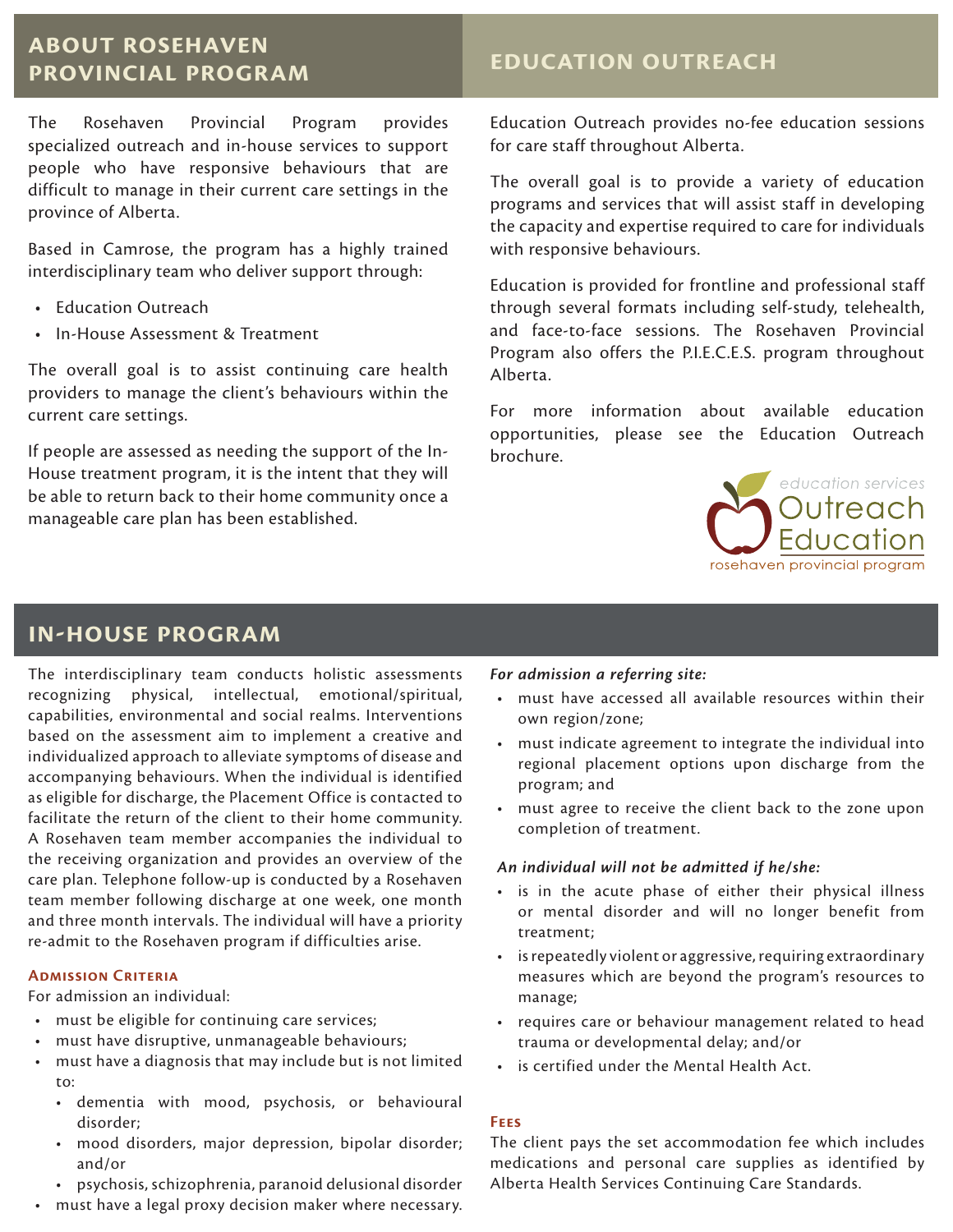## About Rosehaven Provincial Program

The Rosehaven Provincial Program provides specialized outreach and in-house services to support people who have responsive behaviours that are difficult to manage in their current care settings in the province of Alberta.

Based in Camrose, the program has a highly trained interdisciplinary team who deliver support through:

- Education Outreach
- In-House Assessment & Treatment

The overall goal is to assist continuing care health providers to manage the client's behaviours within the current care settings.

If people are assessed as needing the support of the In-House treatment program, it is the intent that they will be able to return back to their home community once a manageable care plan has been established.

## Education Outreach

Education Outreach provides no-fee education sessions for care staff throughout Alberta.

The overall goal is to provide a variety of education programs and services that will assist staff in developing the capacity and expertise required to care for individuals with responsive behaviours.

Education is provided for frontline and professional staff through several formats including self-study, telehealth, and face-to-face sessions. The Rosehaven Provincial Program also offers the P.I.E.C.E.S. program throughout Alberta.

For more information about available education opportunities, please see the Education Outreach brochure.

education services
Outreach
Education
rosehaven provincial program

## In-House Program

The interdisciplinary team conducts holistic assessments recognizing physical, intellectual, emotional/spiritual, capabilities, environmental and social realms. Interventions based on the assessment aim to implement a creative and individualized approach to alleviate symptoms of disease and accompanying behaviours. When the individual is identified as eligible for discharge, the Placement Office is contacted to facilitate the return of the client to their home community. A Rosehaven team member accompanies the individual to the receiving organization and provides an overview of the care plan. Telephone follow-up is conducted by a Rosehaven team member following discharge at one week, one month and three month intervals. The individual will have a priority re-admit to the Rosehaven program if difficulties arise.

### Admission Criteria

For admission an individual:

- must be eligible for continuing care services;
- must have disruptive, unmanageable behaviours;
- must have a diagnosis that may include but is not limited to:
  - dementia with mood, psychosis, or behavioural disorder;
  - mood disorders, major depression, bipolar disorder; and/or
  - psychosis, schizophrenia, paranoid delusional disorder
- must have a legal proxy decision maker where necessary.

***For admission a referring site:***

- must have accessed all available resources within their own region/zone;
- must indicate agreement to integrate the individual into regional placement options upon discharge from the program; and
- must agree to receive the client back to the zone upon completion of treatment.

***An individual will not be admitted if he/she:***

- is in the acute phase of either their physical illness or mental disorder and will no longer benefit from treatment;
- is repeatedly violent or aggressive, requiring extraordinary measures which are beyond the program's resources to manage;
- requires care or behaviour management related to head trauma or developmental delay; and/or
- is certified under the Mental Health Act.

### Fees

The client pays the set accommodation fee which includes medications and personal care supplies as identified by Alberta Health Services Continuing Care Standards.